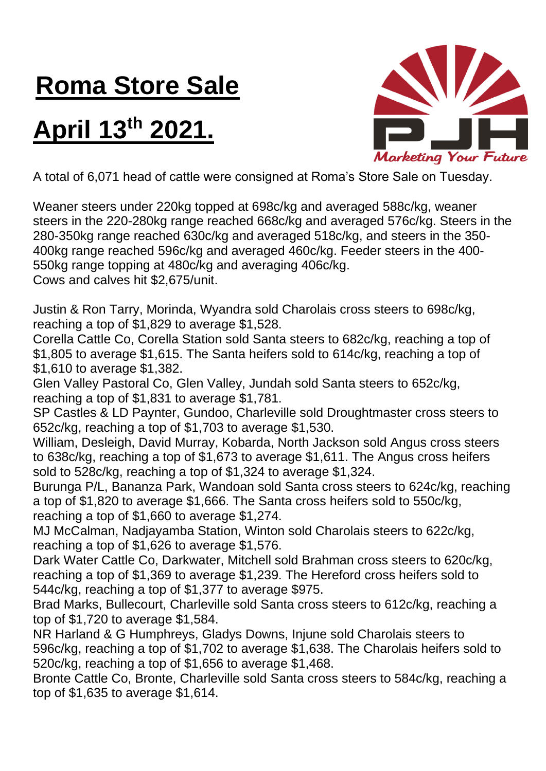# Roma Store Sale

# April 13th 2021.

A total of 6,071 head of cattle were consigned at Roma's Store Sale on Tuesday.

Weaner steers under 220kg topped at 698c/kg and averaged 588c/kg, weaner steers in the 220-280kg range reached 668c/kg and averaged 576c/kg. Steers in the 280-350kg range reached 630c/kg and averaged 518c/kg, and steers in the 350-400kg range reached 596c/kg and averaged 460c/kg. Feeder steers in the 400-550kg range topping at 480c/kg and averaging 406c/kg.
Cows and calves hit $2,675/unit.

Justin & Ron Tarry, Morinda, Wyandra sold Charolais cross steers to 698c/kg, reaching a top of $1,829 to average $1,528.
Corella Cattle Co, Corella Station sold Santa steers to 682c/kg, reaching a top of $1,805 to average $1,615. The Santa heifers sold to 614c/kg, reaching a top of $1,610 to average $1,382.
Glen Valley Pastoral Co, Glen Valley, Jundah sold Santa steers to 652c/kg, reaching a top of $1,831 to average $1,781.
SP Castles & LD Paynter, Gundoo, Charleville sold Droughtmaster cross steers to 652c/kg, reaching a top of $1,703 to average $1,530.
William, Desleigh, David Murray, Kobarda, North Jackson sold Angus cross steers to 638c/kg, reaching a top of $1,673 to average $1,611. The Angus cross heifers sold to 528c/kg, reaching a top of $1,324 to average $1,324.
Burunga P/L, Bananza Park, Wandoan sold Santa cross steers to 624c/kg, reaching a top of $1,820 to average $1,666. The Santa cross heifers sold to 550c/kg, reaching a top of $1,660 to average $1,274.
MJ McCalman, Nadjayamba Station, Winton sold Charolais steers to 622c/kg, reaching a top of $1,626 to average $1,576.
Dark Water Cattle Co, Darkwater, Mitchell sold Brahman cross steers to 620c/kg, reaching a top of $1,369 to average $1,239. The Hereford cross heifers sold to 544c/kg, reaching a top of $1,377 to average $975.
Brad Marks, Bullecourt, Charleville sold Santa cross steers to 612c/kg, reaching a top of $1,720 to average $1,584.
NR Harland & G Humphreys, Gladys Downs, Injune sold Charolais steers to 596c/kg, reaching a top of $1,702 to average $1,638. The Charolais heifers sold to 520c/kg, reaching a top of $1,656 to average $1,468.
Bronte Cattle Co, Bronte, Charleville sold Santa cross steers to 584c/kg, reaching a top of $1,635 to average $1,614.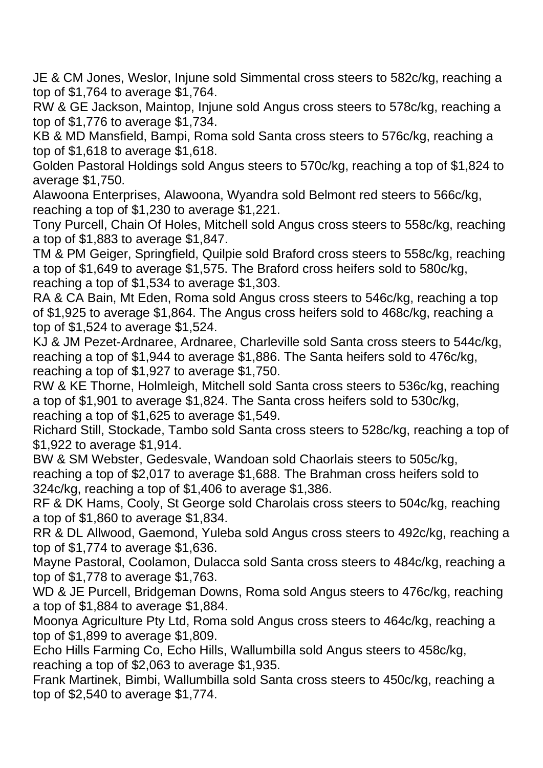JE & CM Jones, Weslor, Injune sold Simmental cross steers to 582c/kg, reaching a top of $1,764 to average $1,764.

RW & GE Jackson, Maintop, Injune sold Angus cross steers to 578c/kg, reaching a top of $1,776 to average $1,734.

KB & MD Mansfield, Bampi, Roma sold Santa cross steers to 576c/kg, reaching a top of $1,618 to average $1,618.

Golden Pastoral Holdings sold Angus steers to 570c/kg, reaching a top of $1,824 to average $1,750.

Alawoona Enterprises, Alawoona, Wyandra sold Belmont red steers to 566c/kg, reaching a top of $1,230 to average $1,221.

Tony Purcell, Chain Of Holes, Mitchell sold Angus cross steers to 558c/kg, reaching a top of $1,883 to average $1,847.

TM & PM Geiger, Springfield, Quilpie sold Braford cross steers to 558c/kg, reaching a top of $1,649 to average $1,575. The Braford cross heifers sold to 580c/kg, reaching a top of $1,534 to average $1,303.

RA & CA Bain, Mt Eden, Roma sold Angus cross steers to 546c/kg, reaching a top of $1,925 to average $1,864. The Angus cross heifers sold to 468c/kg, reaching a top of $1,524 to average $1,524.

KJ & JM Pezet-Ardnaree, Ardnaree, Charleville sold Santa cross steers to 544c/kg, reaching a top of $1,944 to average $1,886. The Santa heifers sold to 476c/kg, reaching a top of $1,927 to average $1,750.

RW & KE Thorne, Holmleigh, Mitchell sold Santa cross steers to 536c/kg, reaching a top of $1,901 to average $1,824. The Santa cross heifers sold to 530c/kg, reaching a top of $1,625 to average $1,549.

Richard Still, Stockade, Tambo sold Santa cross steers to 528c/kg, reaching a top of $1,922 to average $1,914.

BW & SM Webster, Gedesvale, Wandoan sold Chaorlais steers to 505c/kg, reaching a top of $2,017 to average $1,688. The Brahman cross heifers sold to 324c/kg, reaching a top of $1,406 to average $1,386.

RF & DK Hams, Cooly, St George sold Charolais cross steers to 504c/kg, reaching a top of $1,860 to average $1,834.

RR & DL Allwood, Gaemond, Yuleba sold Angus cross steers to 492c/kg, reaching a top of $1,774 to average $1,636.

Mayne Pastoral, Coolamon, Dulacca sold Santa cross steers to 484c/kg, reaching a top of $1,778 to average $1,763.

WD & JE Purcell, Bridgeman Downs, Roma sold Angus steers to 476c/kg, reaching a top of $1,884 to average $1,884.

Moonya Agriculture Pty Ltd, Roma sold Angus cross steers to 464c/kg, reaching a top of $1,899 to average $1,809.

Echo Hills Farming Co, Echo Hills, Wallumbilla sold Angus steers to 458c/kg, reaching a top of $2,063 to average $1,935.

Frank Martinek, Bimbi, Wallumbilla sold Santa cross steers to 450c/kg, reaching a top of $2,540 to average $1,774.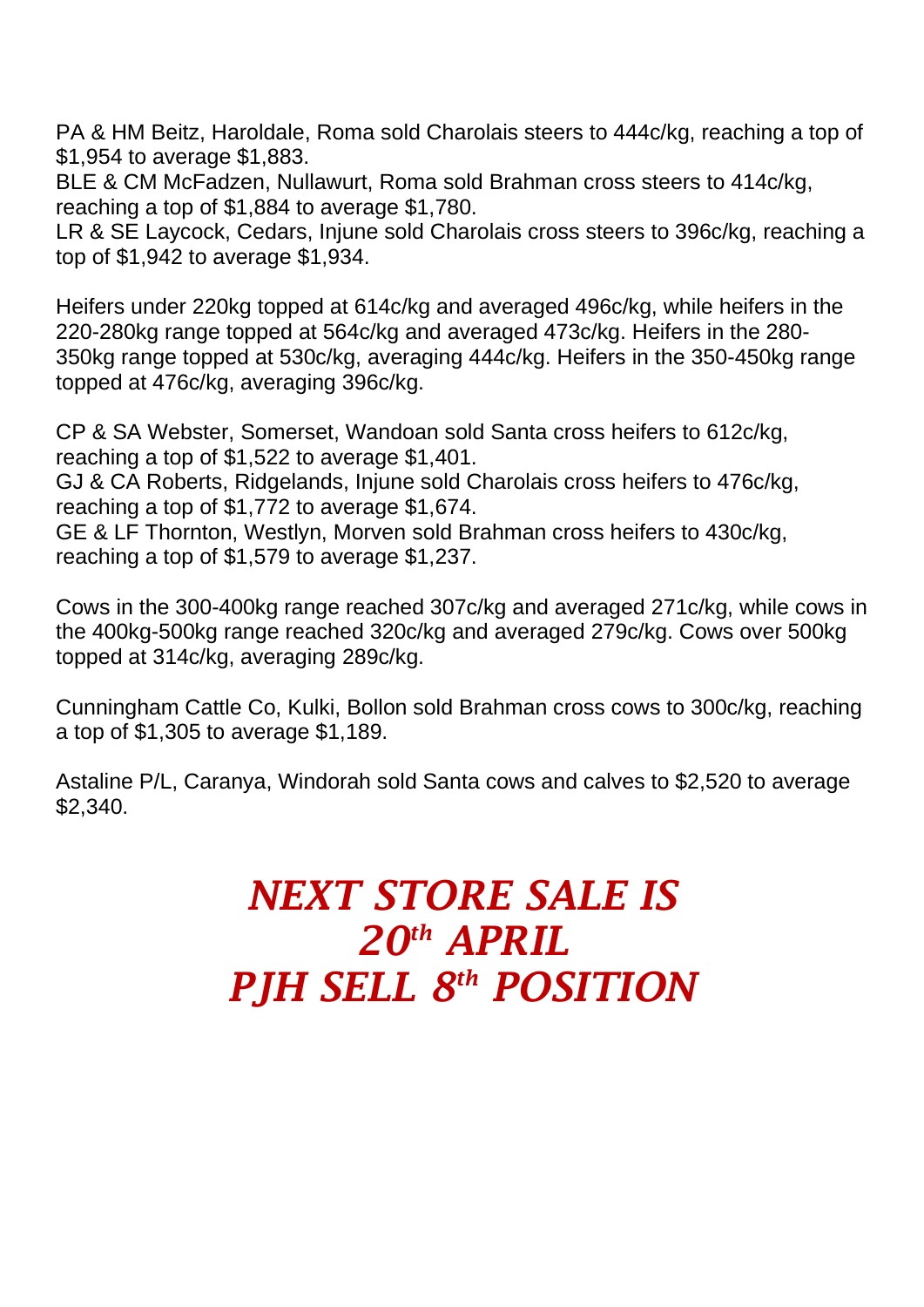PA & HM Beitz, Haroldale, Roma sold Charolais steers to 444c/kg, reaching a top of $1,954 to average $1,883.
BLE & CM McFadzen, Nullawurt, Roma sold Brahman cross steers to 414c/kg, reaching a top of $1,884 to average $1,780.
LR & SE Laycock, Cedars, Injune sold Charolais cross steers to 396c/kg, reaching a top of $1,942 to average $1,934.

Heifers under 220kg topped at 614c/kg and averaged 496c/kg, while heifers in the 220-280kg range topped at 564c/kg and averaged 473c/kg. Heifers in the 280-350kg range topped at 530c/kg, averaging 444c/kg. Heifers in the 350-450kg range topped at 476c/kg, averaging 396c/kg.

CP & SA Webster, Somerset, Wandoan sold Santa cross heifers to 612c/kg, reaching a top of $1,522 to average $1,401.
GJ & CA Roberts, Ridgelands, Injune sold Charolais cross heifers to 476c/kg, reaching a top of $1,772 to average $1,674.
GE & LF Thornton, Westlyn, Morven sold Brahman cross heifers to 430c/kg, reaching a top of $1,579 to average $1,237.

Cows in the 300-400kg range reached 307c/kg and averaged 271c/kg, while cows in the 400kg-500kg range reached 320c/kg and averaged 279c/kg. Cows over 500kg topped at 314c/kg, averaging 289c/kg.

Cunningham Cattle Co, Kulki, Bollon sold Brahman cross cows to 300c/kg, reaching a top of $1,305 to average $1,189.

Astaline P/L, Caranya, Windorah sold Santa cows and calves to $2,520 to average $2,340.

***NEXT STORE SALE IS***
***20th APRIL***
***PJH SELL 8th POSITION***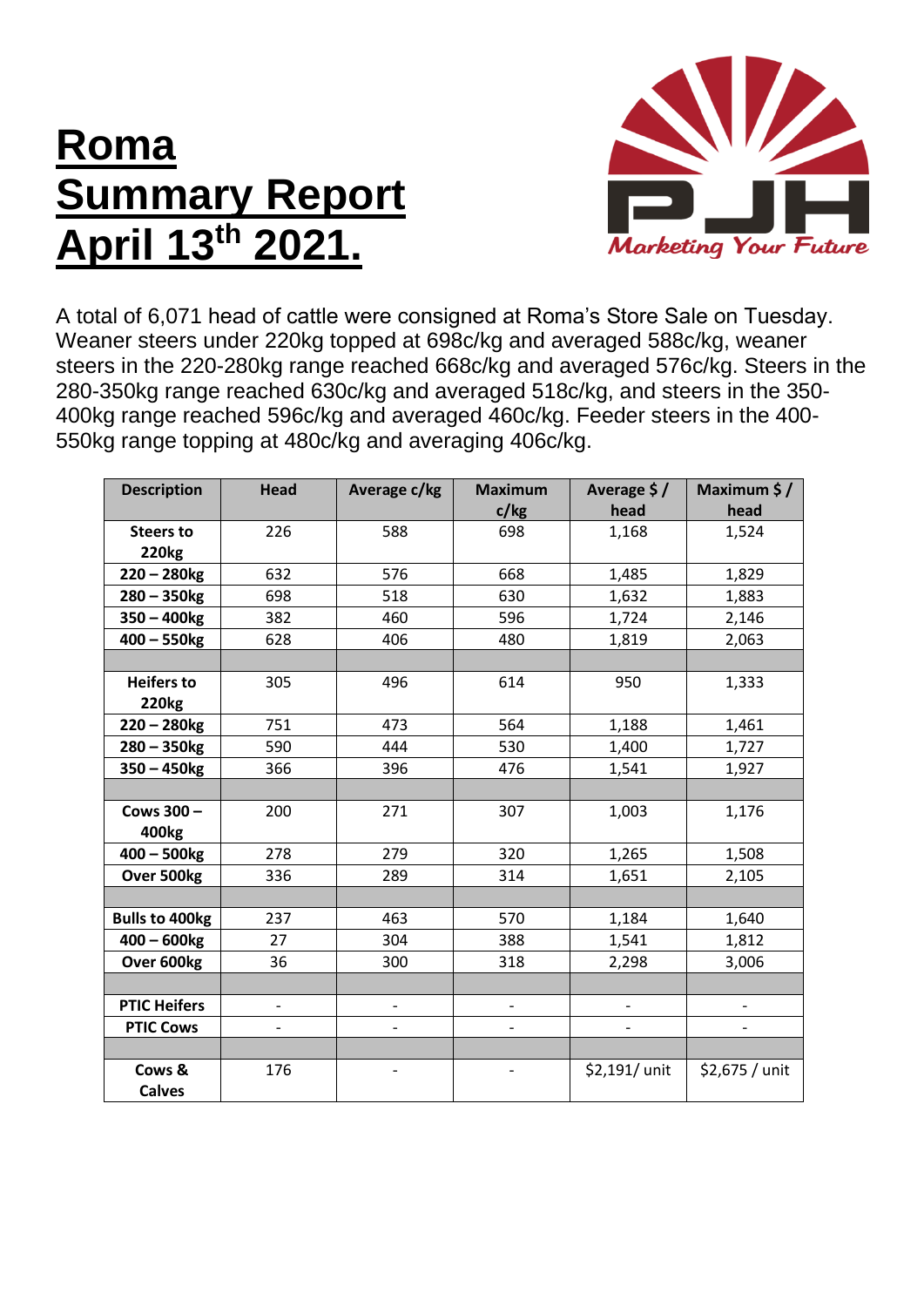# Roma Summary Report April 13th 2021.

Marketing Your Future

A total of 6,071 head of cattle were consigned at Roma's Store Sale on Tuesday. Weaner steers under 220kg topped at 698c/kg and averaged 588c/kg, weaner steers in the 220-280kg range reached 668c/kg and averaged 576c/kg. Steers in the 280-350kg range reached 630c/kg and averaged 518c/kg, and steers in the 350-400kg range reached 596c/kg and averaged 460c/kg. Feeder steers in the 400-550kg range topping at 480c/kg and averaging 406c/kg.

| Description | Head | Average c/kg | Maximum c/kg | Average $ / head | Maximum $ / head |
|---|---|---|---|---|---|
| **Steers to 220kg** | 226 | 588 | 698 | 1,168 | 1,524 |
| **220 – 280kg** | 632 | 576 | 668 | 1,485 | 1,829 |
| **280 – 350kg** | 698 | 518 | 630 | 1,632 | 1,883 |
| **350 – 400kg** | 382 | 460 | 596 | 1,724 | 2,146 |
| **400 – 550kg** | 628 | 406 | 480 | 1,819 | 2,063 |
| | | | | | |
| **Heifers to 220kg** | 305 | 496 | 614 | 950 | 1,333 |
| **220 – 280kg** | 751 | 473 | 564 | 1,188 | 1,461 |
| **280 – 350kg** | 590 | 444 | 530 | 1,400 | 1,727 |
| **350 – 450kg** | 366 | 396 | 476 | 1,541 | 1,927 |
| | | | | | |
| **Cows 300 – 400kg** | 200 | 271 | 307 | 1,003 | 1,176 |
| **400 – 500kg** | 278 | 279 | 320 | 1,265 | 1,508 |
| **Over 500kg** | 336 | 289 | 314 | 1,651 | 2,105 |
| | | | | | |
| **Bulls to 400kg** | 237 | 463 | 570 | 1,184 | 1,640 |
| **400 – 600kg** | 27 | 304 | 388 | 1,541 | 1,812 |
| **Over 600kg** | 36 | 300 | 318 | 2,298 | 3,006 |
| | | | | | |
| **PTIC Heifers** | - | - | - | - | - |
| **PTIC Cows** | - | - | - | - | - |
| | | | | | |
| **Cows & Calves** | 176 | - | - | $2,191/ unit | $2,675 / unit |